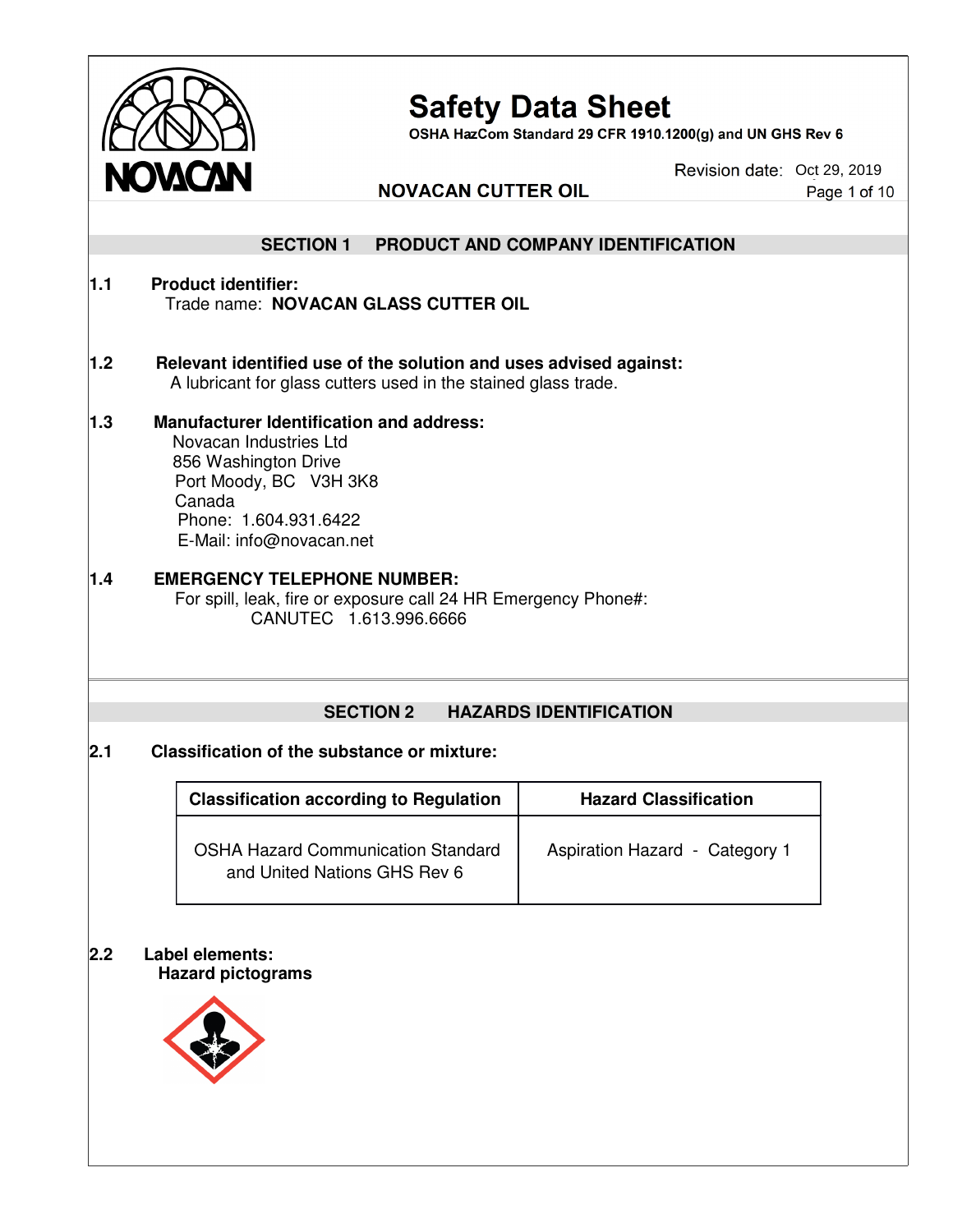# Safety Data Sheet

**OSHA HazCom Standard 29 CFR 1910.1200(g) and UN GHS Rev 6**

**NOVACAN CUTTER OIL**

Revision date: Oct 29, 2019

## SECTION 1 PRODUCT AND COMPANY IDENTIFICATION

**1.1 Product identifier:**

Trade name: **NOVACAN GLASS CUTTER OIL**

**1.2 Relevant identified use of the solution and uses advised against:**

A lubricant for glass cutters used in the stained glass trade.

**1.3 Manufacturer Identification and address:**

Novacan Industries Ltd
856 Washington Drive
Port Moody, BC V3H 3K8
Canada
Phone: 1.604.931.6422
E-Mail: info@novacan.net

**1.4 EMERGENCY TELEPHONE NUMBER:**

For spill, leak, fire or exposure call 24 HR Emergency Phone#:
CANUTEC 1.613.996.6666

## SECTION 2 HAZARDS IDENTIFICATION

**2.1 Classification of the substance or mixture:**

| Classification according to Regulation | Hazard Classification |
|---|---|
| OSHA Hazard Communication Standard and United Nations GHS Rev 6 | Aspiration Hazard - Category 1 |

**2.2 Label elements:**

**Hazard pictograms**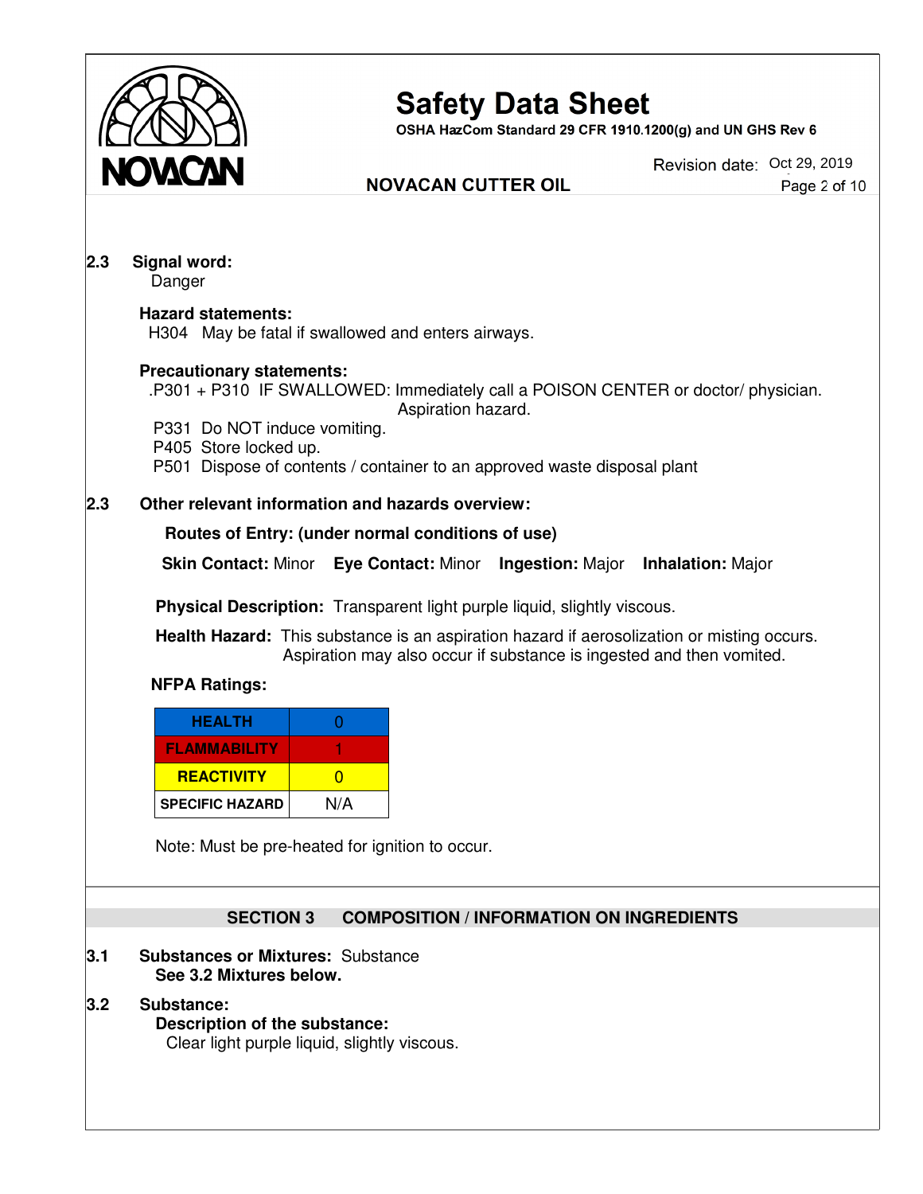**2.3 Signal word:**

Danger

**Hazard statements:**

H304 May be fatal if swallowed and enters airways.

**Precautionary statements:**

.P301 + P310 IF SWALLOWED: Immediately call a POISON CENTER or doctor/ physician. Aspiration hazard.

P331 Do NOT induce vomiting.

P405 Store locked up.

P501 Dispose of contents / container to an approved waste disposal plant

**2.3 Other relevant information and hazards overview:**

**Routes of Entry: (under normal conditions of use)**

**Skin Contact:** Minor **Eye Contact:** Minor **Ingestion:** Major **Inhalation:** Major

**Physical Description:** Transparent light purple liquid, slightly viscous.

**Health Hazard:** This substance is an aspiration hazard if aerosolization or misting occurs. Aspiration may also occur if substance is ingested and then vomited.

**NFPA Ratings:**

| HEALTH | 0 |
|---|---|
| FLAMMABILITY | 1 |
| REACTIVITY | 0 |
| SPECIFIC HAZARD | N/A |

Note: Must be pre-heated for ignition to occur.

## SECTION 3 COMPOSITION / INFORMATION ON INGREDIENTS

**3.1 Substances or Mixtures:** Substance

**See 3.2 Mixtures below.**

**3.2 Substance:**

**Description of the substance:**

Clear light purple liquid, slightly viscous.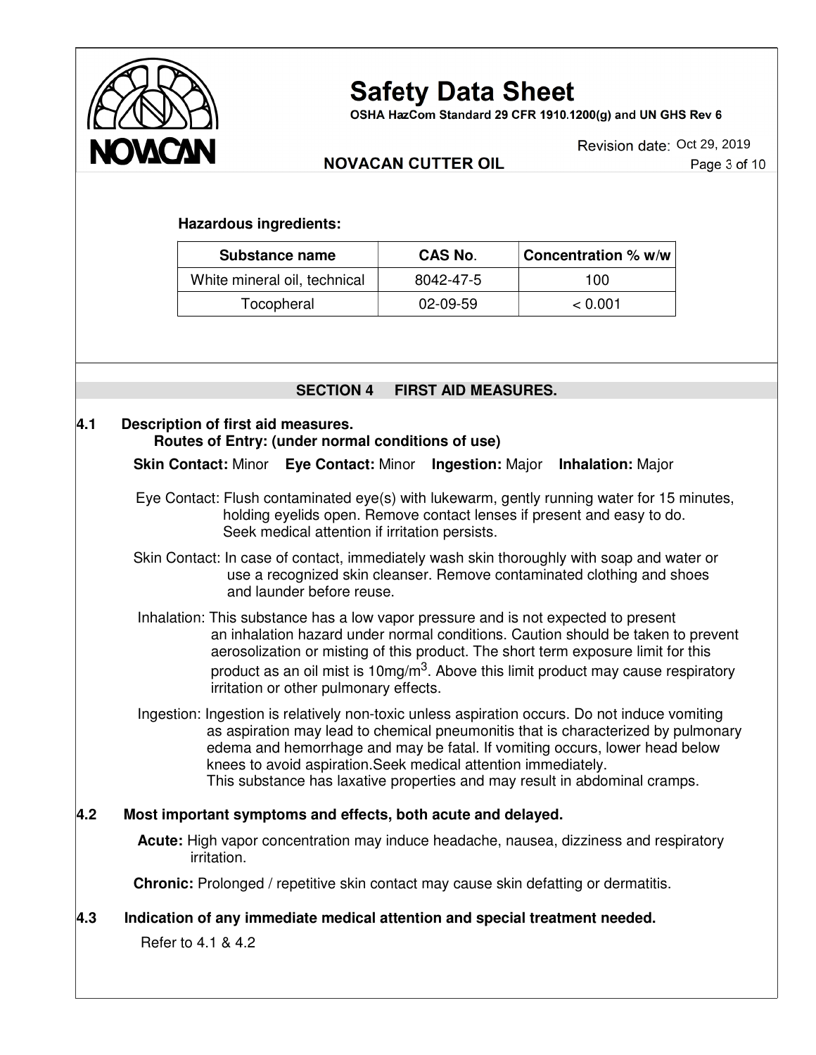**Hazardous ingredients:**

| Substance name | CAS No. | Concentration % w/w |
|---|---|---|
| White mineral oil, technical | 8042-47-5 | 100 |
| Tocopheral | 02-09-59 | < 0.001 |

## SECTION 4 FIRST AID MEASURES.

### 4.1 Description of first aid measures.

**Routes of Entry: (under normal conditions of use)**

**Skin Contact:** Minor **Eye Contact:** Minor **Ingestion:** Major **Inhalation:** Major

Eye Contact: Flush contaminated eye(s) with lukewarm, gently running water for 15 minutes, holding eyelids open. Remove contact lenses if present and easy to do. Seek medical attention if irritation persists.

Skin Contact: In case of contact, immediately wash skin thoroughly with soap and water or use a recognized skin cleanser. Remove contaminated clothing and shoes and launder before reuse.

Inhalation: This substance has a low vapor pressure and is not expected to present an inhalation hazard under normal conditions. Caution should be taken to prevent aerosolization or misting of this product. The short term exposure limit for this product as an oil mist is 10mg/m$^3$. Above this limit product may cause respiratory irritation or other pulmonary effects.

Ingestion: Ingestion is relatively non-toxic unless aspiration occurs. Do not induce vomiting as aspiration may lead to chemical pneumonitis that is characterized by pulmonary edema and hemorrhage and may be fatal. If vomiting occurs, lower head below knees to avoid aspiration.Seek medical attention immediately. This substance has laxative properties and may result in abdominal cramps.

### 4.2 Most important symptoms and effects, both acute and delayed.

**Acute:** High vapor concentration may induce headache, nausea, dizziness and respiratory irritation.

**Chronic:** Prolonged / repetitive skin contact may cause skin defatting or dermatitis.

### 4.3 Indication of any immediate medical attention and special treatment needed.

Refer to 4.1 & 4.2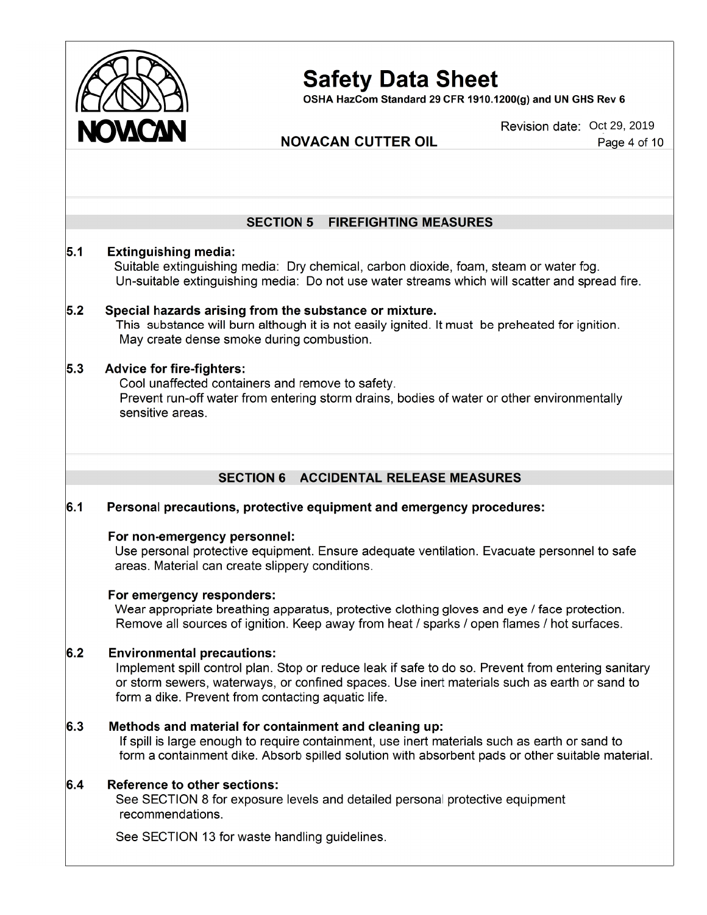## SECTION 5 FIREFIGHTING MEASURES

### 5.1 Extinguishing media:

Suitable extinguishing media: Dry chemical, carbon dioxide, foam, steam or water fog.
Un-suitable extinguishing media: Do not use water streams which will scatter and spread fire.

### 5.2 Special hazards arising from the substance or mixture.

This substance will burn although it is not easily ignited. It must be preheated for ignition.
May create dense smoke during combustion.

### 5.3 Advice for fire-fighters:

Cool unaffected containers and remove to safety.
Prevent run-off water from entering storm drains, bodies of water or other environmentally sensitive areas.

## SECTION 6 ACCIDENTAL RELEASE MEASURES

### 6.1 Personal precautions, protective equipment and emergency procedures:

**For non-emergency personnel:**
Use personal protective equipment. Ensure adequate ventilation. Evacuate personnel to safe areas. Material can create slippery conditions.

**For emergency responders:**
Wear appropriate breathing apparatus, protective clothing gloves and eye / face protection. Remove all sources of ignition. Keep away from heat / sparks / open flames / hot surfaces.

### 6.2 Environmental precautions:

Implement spill control plan. Stop or reduce leak if safe to do so. Prevent from entering sanitary or storm sewers, waterways, or confined spaces. Use inert materials such as earth or sand to form a dike. Prevent from contacting aquatic life.

### 6.3 Methods and material for containment and cleaning up:

If spill is large enough to require containment, use inert materials such as earth or sand to form a containment dike. Absorb spilled solution with absorbent pads or other suitable material.

### 6.4 Reference to other sections:

See SECTION 8 for exposure levels and detailed personal protective equipment recommendations.

See SECTION 13 for waste handling guidelines.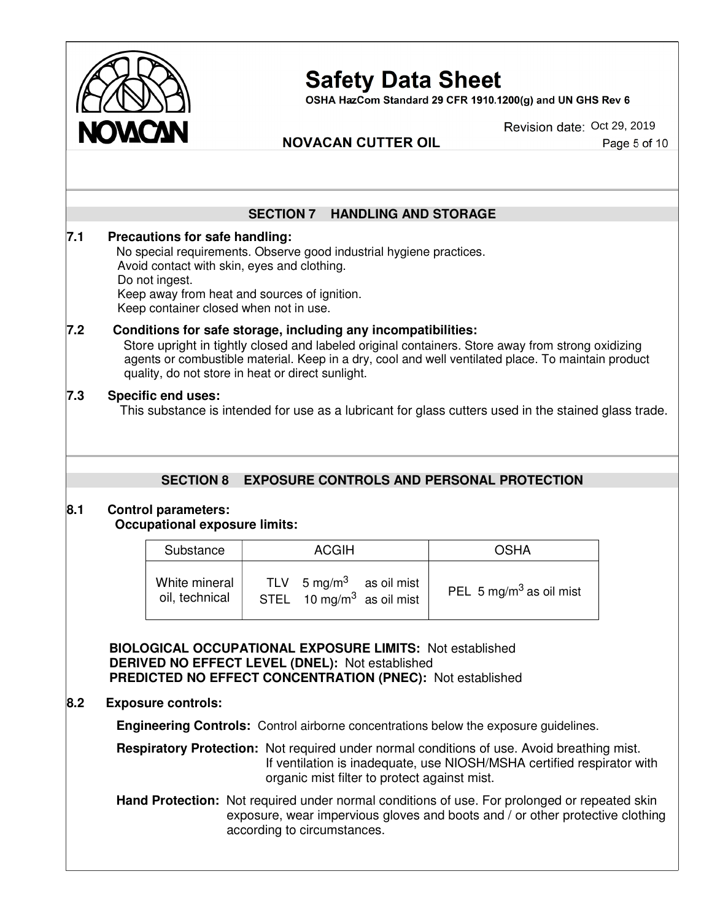## SECTION 7 HANDLING AND STORAGE

**7.1 Precautions for safe handling:**

No special requirements. Observe good industrial hygiene practices.
Avoid contact with skin, eyes and clothing.
Do not ingest.
Keep away from heat and sources of ignition.
Keep container closed when not in use.

**7.2 Conditions for safe storage, including any incompatibilities:**

Store upright in tightly closed and labeled original containers. Store away from strong oxidizing agents or combustible material. Keep in a dry, cool and well ventilated place. To maintain product quality, do not store in heat or direct sunlight.

**7.3 Specific end uses:**

This substance is intended for use as a lubricant for glass cutters used in the stained glass trade.

## SECTION 8 EXPOSURE CONTROLS AND PERSONAL PROTECTION

**8.1 Control parameters:**

**Occupational exposure limits:**

| Substance | ACGIH | OSHA |
|---|---|---|
| White mineral oil, technical | TLV 5 $mg/m^3$ as oil mist<br>STEL 10 $mg/m^3$ as oil mist | PEL 5 $mg/m^3$ as oil mist |

**BIOLOGICAL OCCUPATIONAL EXPOSURE LIMITS:** Not established
**DERIVED NO EFFECT LEVEL (DNEL):** Not established
**PREDICTED NO EFFECT CONCENTRATION (PNEC):** Not established

**8.2 Exposure controls:**

**Engineering Controls:** Control airborne concentrations below the exposure guidelines.

**Respiratory Protection:** Not required under normal conditions of use. Avoid breathing mist. If ventilation is inadequate, use NIOSH/MSHA certified respirator with organic mist filter to protect against mist.

**Hand Protection:** Not required under normal conditions of use. For prolonged or repeated skin exposure, wear impervious gloves and boots and / or other protective clothing according to circumstances.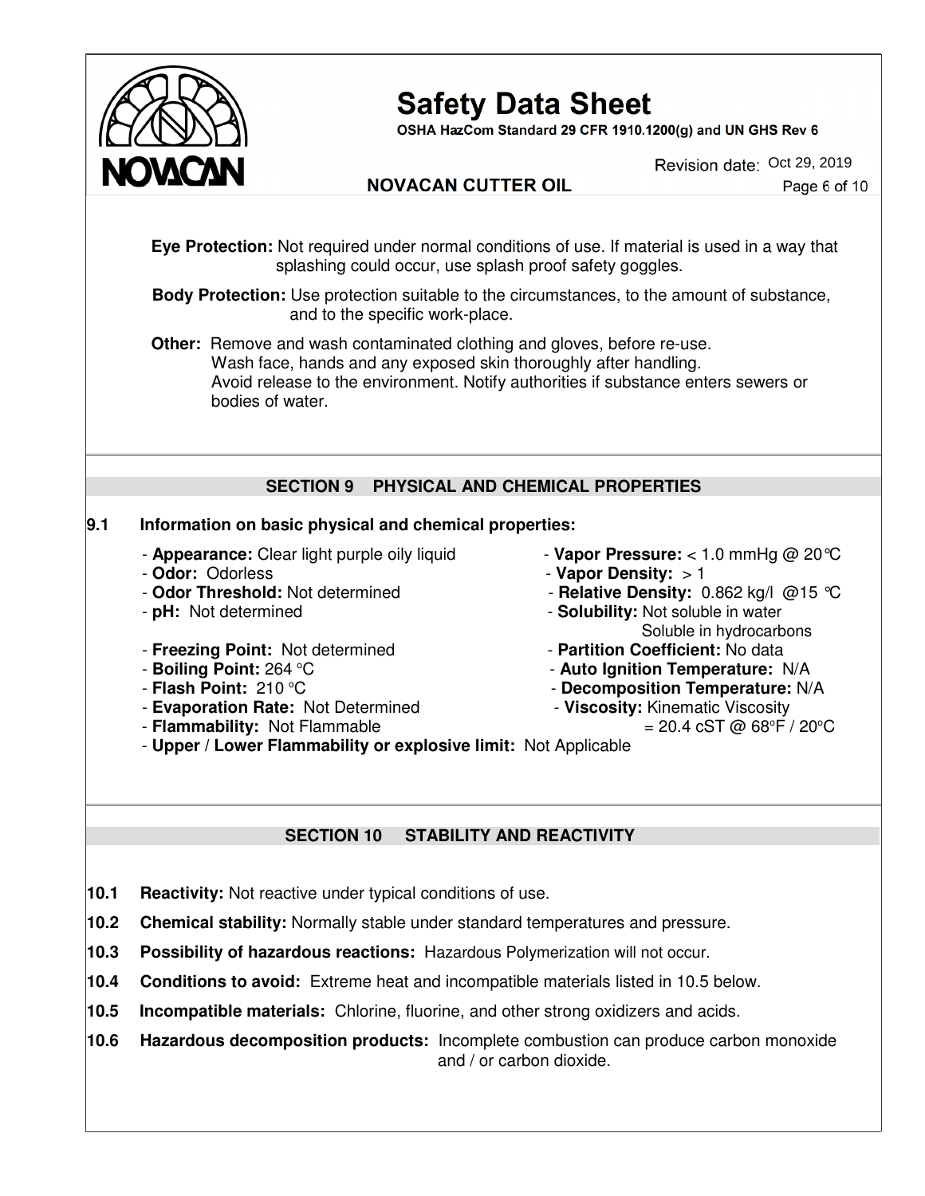**Eye Protection:** Not required under normal conditions of use. If material is used in a way that splashing could occur, use splash proof safety goggles.

**Body Protection:** Use protection suitable to the circumstances, to the amount of substance, and to the specific work-place.

**Other:** Remove and wash contaminated clothing and gloves, before re-use.
Wash face, hands and any exposed skin thoroughly after handling.
Avoid release to the environment. Notify authorities if substance enters sewers or bodies of water.

## SECTION 9 PHYSICAL AND CHEMICAL PROPERTIES

**9.1 Information on basic physical and chemical properties:**

- **Appearance:** Clear light purple oily liquid
- **Odor:** Odorless
- **Odor Threshold:** Not determined
- **pH:** Not determined
- **Freezing Point:** Not determined
- **Boiling Point:** 264 °C
- **Flash Point:** 210 °C
- **Evaporation Rate:** Not Determined
- **Flammability:** Not Flammable
- **Upper / Lower Flammability or explosive limit:** Not Applicable
- **Vapor Pressure:** < 1.0 mmHg @ 20°C
- **Vapor Density:** > 1
- **Relative Density:** 0.862 kg/l @15 °C
- **Solubility:** Not soluble in water
  Soluble in hydrocarbons
- **Partition Coefficient:** No data
- **Auto Ignition Temperature:** N/A
- **Decomposition Temperature:** N/A
- **Viscosity:** Kinematic Viscosity
  = 20.4 cST @ 68°F / 20°C

## SECTION 10 STABILITY AND REACTIVITY

**10.1 Reactivity:** Not reactive under typical conditions of use.

**10.2 Chemical stability:** Normally stable under standard temperatures and pressure.

**10.3 Possibility of hazardous reactions:** Hazardous Polymerization will not occur.

**10.4 Conditions to avoid:** Extreme heat and incompatible materials listed in 10.5 below.

**10.5 Incompatible materials:** Chlorine, fluorine, and other strong oxidizers and acids.

**10.6 Hazardous decomposition products:** Incomplete combustion can produce carbon monoxide and / or carbon dioxide.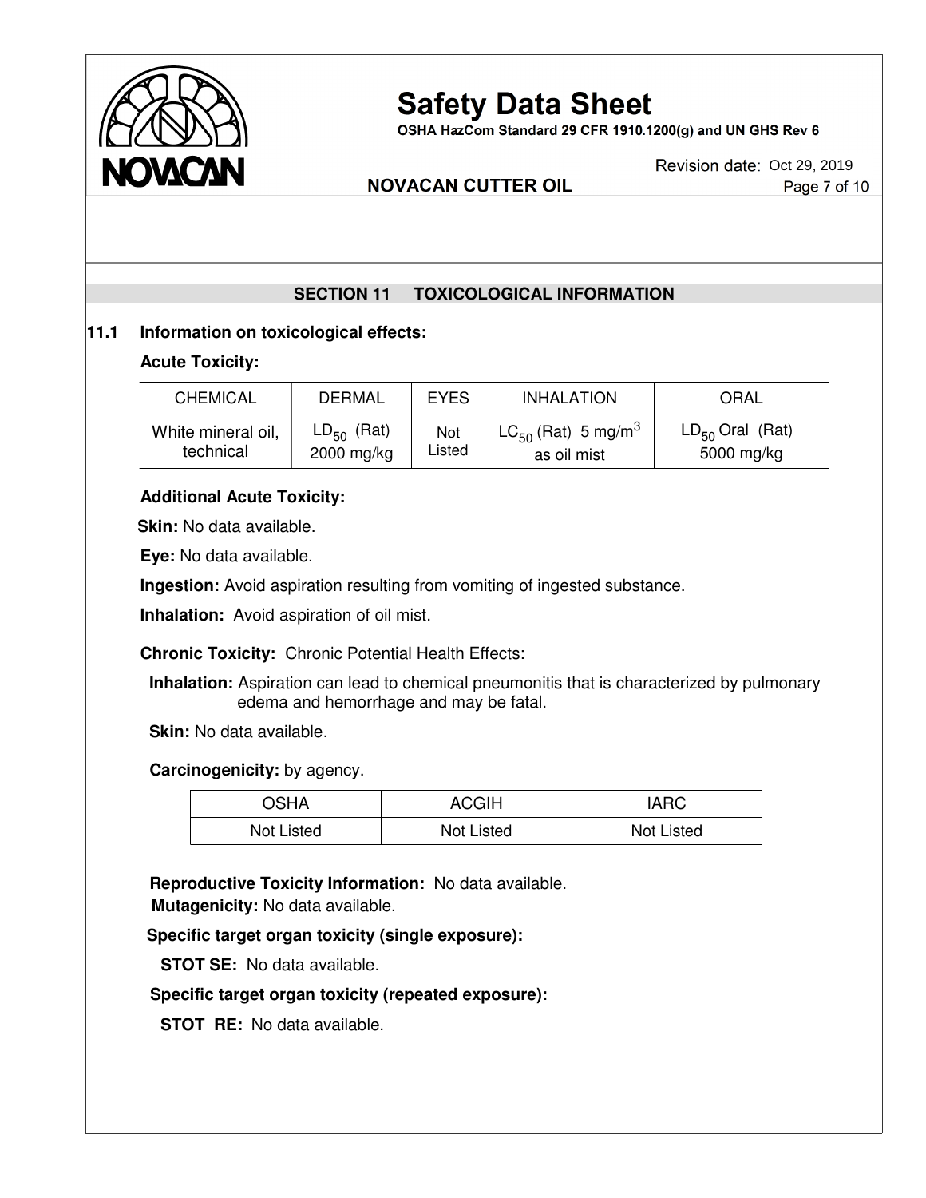## SECTION 11 TOXICOLOGICAL INFORMATION

### 11.1 Information on toxicological effects:

**Acute Toxicity:**

| CHEMICAL | DERMAL | EYES | INHALATION | ORAL |
|---|---|---|---|---|
| White mineral oil, technical | $LD_{50}$ (Rat) 2000 mg/kg | Not Listed | $LC_{50}$ (Rat) 5 mg/$m^3$ as oil mist | $LD_{50}$ Oral (Rat) 5000 mg/kg |

**Additional Acute Toxicity:**

**Skin:** No data available.

**Eye:** No data available.

**Ingestion:** Avoid aspiration resulting from vomiting of ingested substance.

**Inhalation:** Avoid aspiration of oil mist.

**Chronic Toxicity:** Chronic Potential Health Effects:

**Inhalation:** Aspiration can lead to chemical pneumonitis that is characterized by pulmonary edema and hemorrhage and may be fatal.

**Skin:** No data available.

**Carcinogenicity:** by agency.

| OSHA | ACGIH | IARC |
|---|---|---|
| Not Listed | Not Listed | Not Listed |

**Reproductive Toxicity Information:** No data available.

**Mutagenicity:** No data available.

**Specific target organ toxicity (single exposure):**

**STOT SE:** No data available.

**Specific target organ toxicity (repeated exposure):**

**STOT RE:** No data available.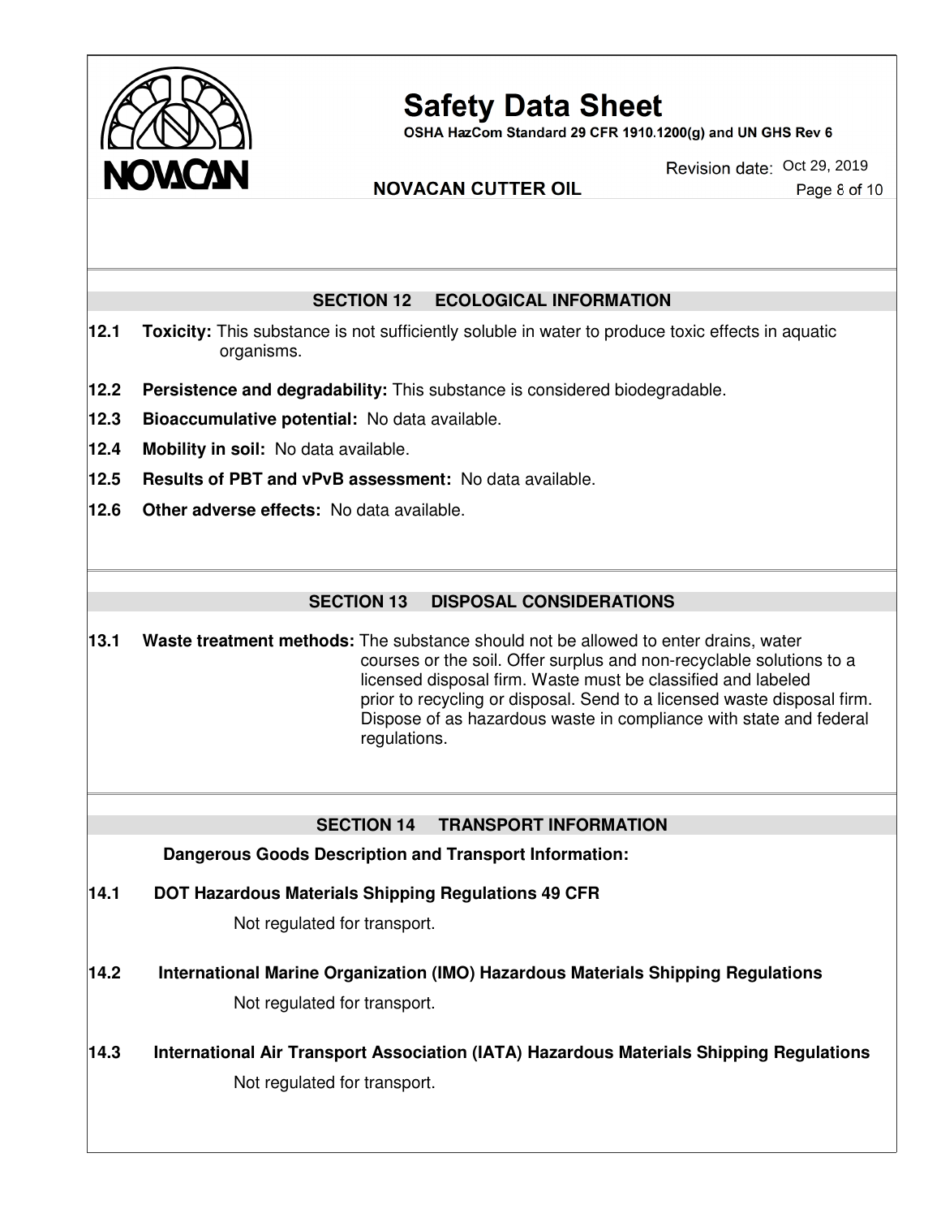## SECTION 12 ECOLOGICAL INFORMATION

**12.1 Toxicity:** This substance is not sufficiently soluble in water to produce toxic effects in aquatic organisms.

**12.2 Persistence and degradability:** This substance is considered biodegradable.

**12.3 Bioaccumulative potential:** No data available.

**12.4 Mobility in soil:** No data available.

**12.5 Results of PBT and vPvB assessment:** No data available.

**12.6 Other adverse effects:** No data available.

## SECTION 13 DISPOSAL CONSIDERATIONS

**13.1 Waste treatment methods:** The substance should not be allowed to enter drains, water courses or the soil. Offer surplus and non-recyclable solutions to a licensed disposal firm. Waste must be classified and labeled prior to recycling or disposal. Send to a licensed waste disposal firm. Dispose of as hazardous waste in compliance with state and federal regulations.

## SECTION 14 TRANSPORT INFORMATION

**Dangerous Goods Description and Transport Information:**

**14.1 DOT Hazardous Materials Shipping Regulations 49 CFR**

Not regulated for transport.

**14.2 International Marine Organization (IMO) Hazardous Materials Shipping Regulations**

Not regulated for transport.

**14.3 International Air Transport Association (IATA) Hazardous Materials Shipping Regulations**

Not regulated for transport.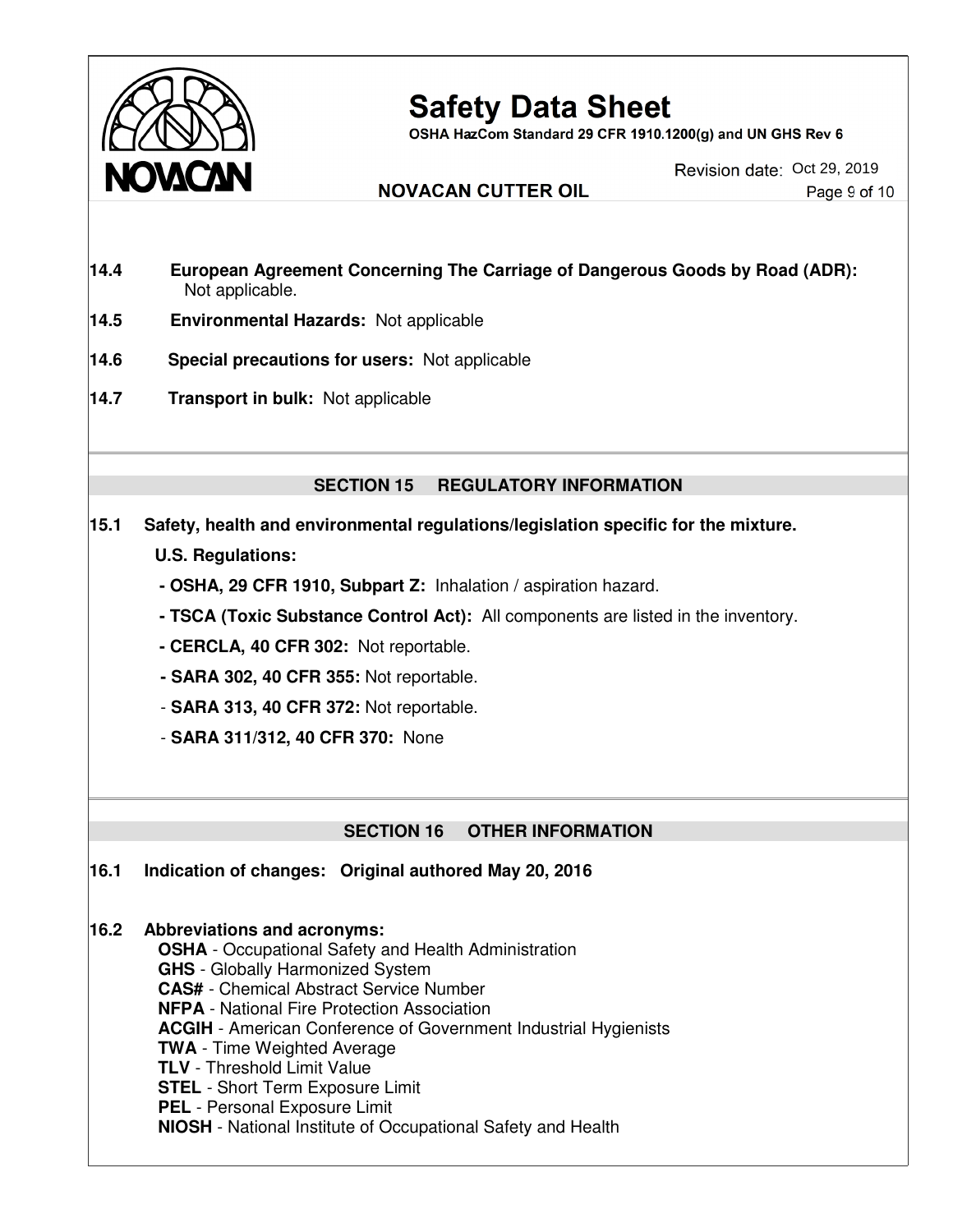**14.4 European Agreement Concerning The Carriage of Dangerous Goods by Road (ADR):** Not applicable.

**14.5 Environmental Hazards:** Not applicable

**14.6 Special precautions for users:** Not applicable

**14.7 Transport in bulk:** Not applicable

## SECTION 15 REGULATORY INFORMATION

**15.1 Safety, health and environmental regulations/legislation specific for the mixture.**

**U.S. Regulations:**

- **OSHA, 29 CFR 1910, Subpart Z:** Inhalation / aspiration hazard.
- **TSCA (Toxic Substance Control Act):** All components are listed in the inventory.
- **CERCLA, 40 CFR 302:** Not reportable.
- **SARA 302, 40 CFR 355:** Not reportable.
- **SARA 313, 40 CFR 372:** Not reportable.
- **SARA 311/312, 40 CFR 370:** None

## SECTION 16 OTHER INFORMATION

**16.1 Indication of changes: Original authored May 20, 2016**

**16.2 Abbreviations and acronyms:**

**OSHA** - Occupational Safety and Health Administration
**GHS** - Globally Harmonized System
**CAS#** - Chemical Abstract Service Number
**NFPA** - National Fire Protection Association
**ACGIH** - American Conference of Government Industrial Hygienists
**TWA** - Time Weighted Average
**TLV** - Threshold Limit Value
**STEL** - Short Term Exposure Limit
**PEL** - Personal Exposure Limit
**NIOSH** - National Institute of Occupational Safety and Health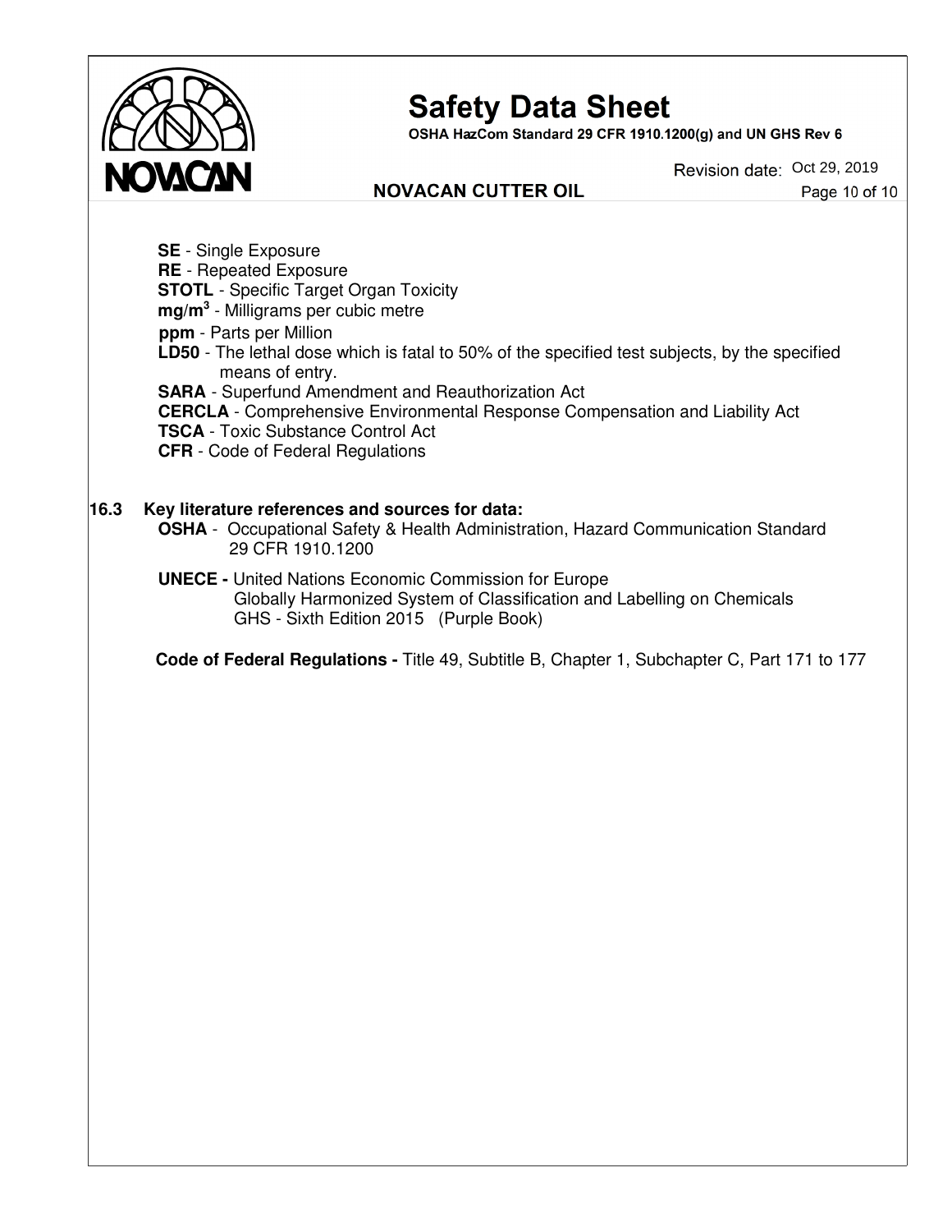**SE** - Single Exposure
**RE** - Repeated Exposure
**STOTL** - Specific Target Organ Toxicity
**mg/m$^3$** - Milligrams per cubic metre
**ppm** - Parts per Million
**LD50** - The lethal dose which is fatal to 50% of the specified test subjects, by the specified means of entry.
**SARA** - Superfund Amendment and Reauthorization Act
**CERCLA** - Comprehensive Environmental Response Compensation and Liability Act
**TSCA** - Toxic Substance Control Act
**CFR** - Code of Federal Regulations

### 16.3 Key literature references and sources for data:

**OSHA** - Occupational Safety & Health Administration, Hazard Communication Standard 29 CFR 1910.1200

**UNECE -** United Nations Economic Commission for Europe
Globally Harmonized System of Classification and Labelling on Chemicals
GHS - Sixth Edition 2015 (Purple Book)

**Code of Federal Regulations -** Title 49, Subtitle B, Chapter 1, Subchapter C, Part 171 to 177